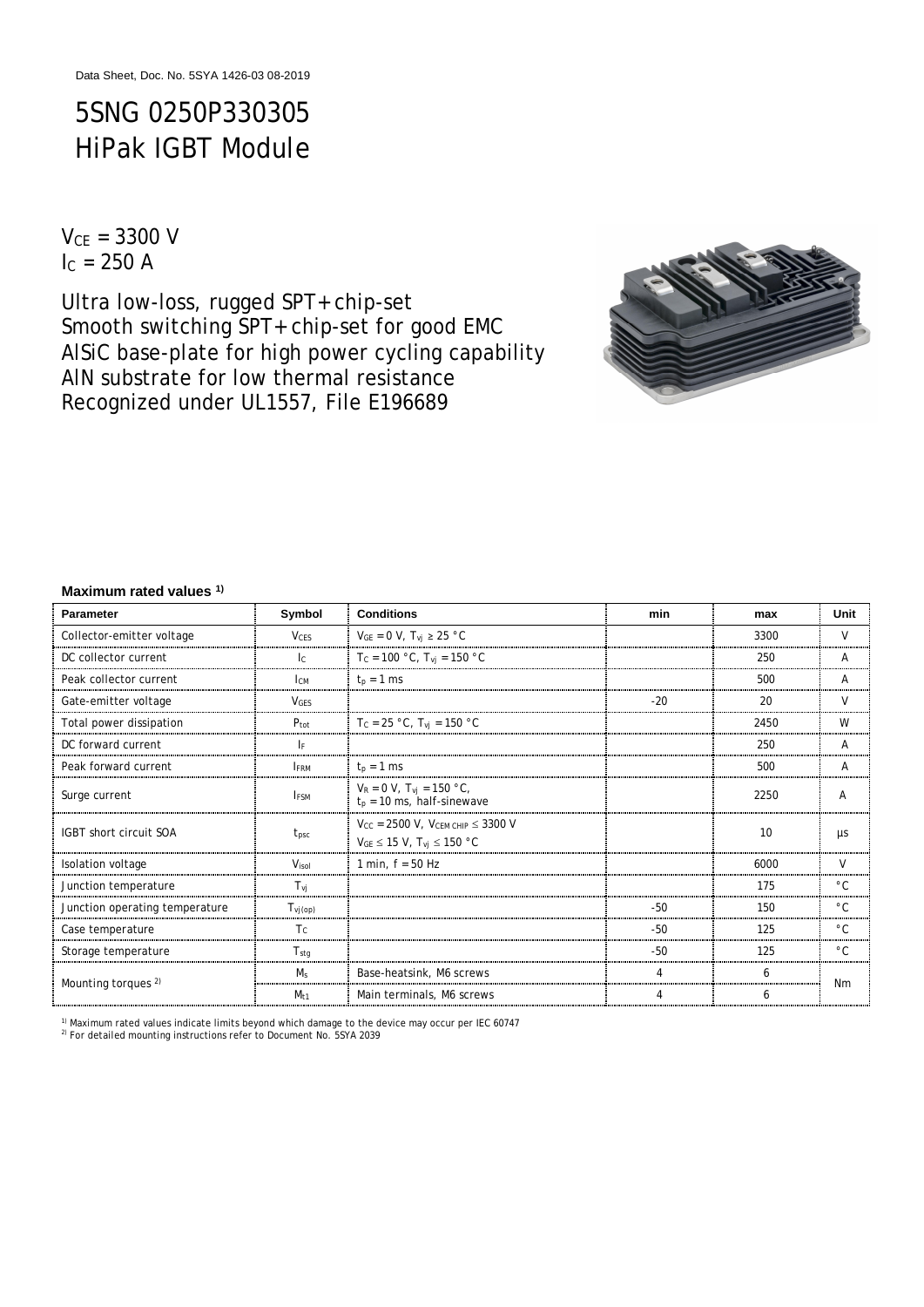Data Sheet, Doc. No. 5SYA 1426-03 08-2019

# 5SNG 0250P330305 HiPak IGBT Module

$V_{CE}$ = 3300 V
$I_C$ = 250 A

Ultra low-loss, rugged SPT+ chip-set
Smooth switching SPT+ chip-set for good EMC
AlSiC base-plate for high power cycling capability
AlN substrate for low thermal resistance
Recognized under UL1557, File E196689

**Maximum rated values [1])**

| Parameter | Symbol | Conditions | min | max | Unit |
|---|---|---|---|---|---|
| Collector-emitter voltage | $V_{CES}$ | $V_{GE}$ = 0 V, $T_{vj} \geq 25$ °C | | 3300 | V |
| DC collector current | $I_C$ | $T_C$ = 100 °C, $T_{vj}$ = 150 °C | | 250 | A |
| Peak collector current | $I_{CM}$ | $t_p$ = 1 ms | | 500 | A |
| Gate-emitter voltage | $V_{GES}$ | | -20 | 20 | V |
| Total power dissipation | $P_{tot}$ | $T_C$ = 25 °C, $T_{vj}$ = 150 °C | | 2450 | W |
| DC forward current | $I_F$ | | | 250 | A |
| Peak forward current | $I_{FRM}$ | $t_p$ = 1 ms | | 500 | A |
| Surge current | $I_{FSM}$ | $V_R$ = 0 V, $T_{vj}$ = 150 °C, $t_p$ = 10 ms, half-sinewave | | 2250 | A |
| IGBT short circuit SOA | $t_{psc}$ | $V_{CC}$ = 2500 V, $V_{CEM\ CHIP} \leq 3300$ V $V_{GE} \leq 15$ V, $T_{vj} \leq 150$ °C | | 10 | µs |
| Isolation voltage | $V_{isol}$ | 1 min, f = 50 Hz | | 6000 | V |
| Junction temperature | $T_{vj}$ | | | 175 | °C |
| Junction operating temperature | $T_{vj(op)}$ | | -50 | 150 | °C |
| Case temperature | $T_C$ | | -50 | 125 | °C |
| Storage temperature | $T_{stg}$ | | -50 | 125 | °C |
| Mounting torques [2]) | $M_s$ | Base-heatsink, M6 screws | 4 | 6 | Nm |
| | $M_{t1}$ | Main terminals, M6 screws | 4 | 6 | Nm |

[1]) Maximum rated values indicate limits beyond which damage to the device may occur per IEC 60747
[2]) For detailed mounting instructions refer to Document No. 5SYA 2039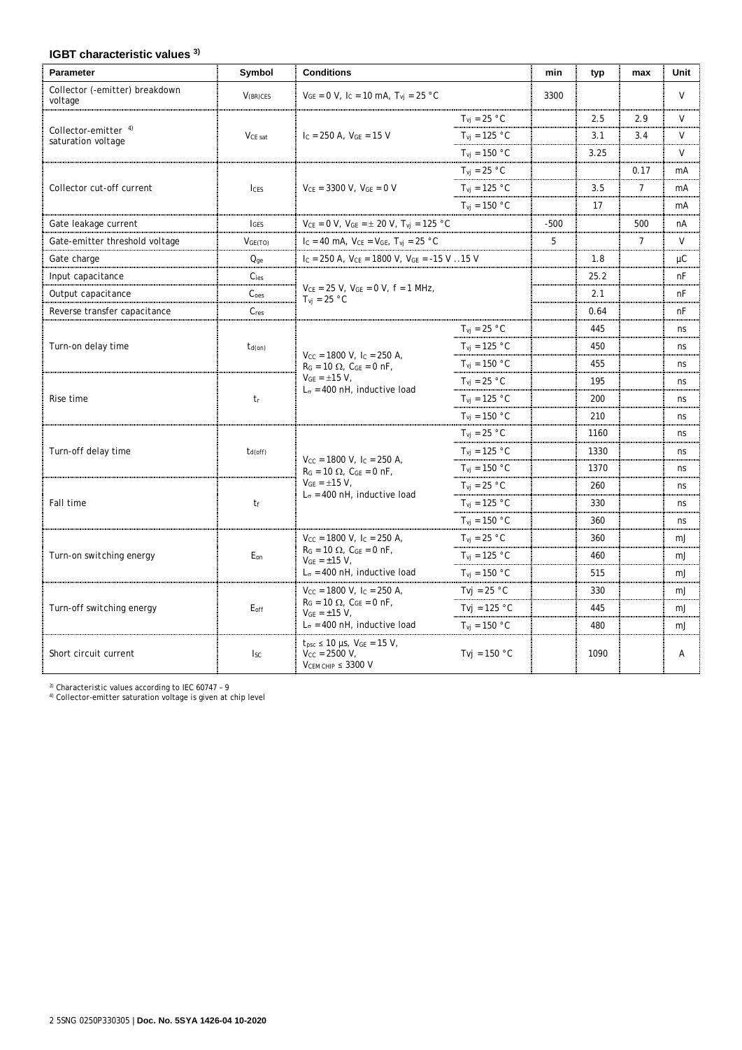### IGBT characteristic values [3)]

| Parameter | Symbol | Conditions | | min | typ | max | Unit |
|---|---|---|---|---|---|---|---|
| Collector (-emitter) breakdown voltage | $V_{(BR)CES}$ | $V_{GE}$ = 0 V, $I_C$ = 10 mA, $T_{vj}$ = 25 °C | | 3300 | | | V |
| Collector-emitter [4)] saturation voltage | $V_{CE\ sat}$ | $I_C$ = 250 A, $V_{GE}$ = 15 V | $T_{vj}$ = 25 °C | | 2.5 | 2.9 | V |
| | | | $T_{vj}$ = 125 °C | | 3.1 | 3.4 | V |
| | | | $T_{vj}$ = 150 °C | | 3.25 | | V |
| Collector cut-off current | $I_{CES}$ | $V_{CE}$ = 3300 V, $V_{GE}$ = 0 V | $T_{vj}$ = 25 °C | | | 0.17 | mA |
| | | | $T_{vj}$ = 125 °C | | 3.5 | 7 | mA |
| | | | $T_{vj}$ = 150 °C | | 17 | | mA |
| Gate leakage current | $I_{GES}$ | $V_{CE}$ = 0 V, $V_{GE}$ = ± 20 V, $T_{vj}$ = 125 °C | | -500 | | 500 | nA |
| Gate-emitter threshold voltage | $V_{GE(TO)}$ | $I_C$ = 40 mA, $V_{CE}$ = $V_{GE}$, $T_{vj}$ = 25 °C | | 5 | | 7 | V |
| Gate charge | $Q_{ge}$ | $I_C$ = 250 A, $V_{CE}$ = 1800 V, $V_{GE}$ = -15 V ..15 V | | | 1.8 | | μC |
| Input capacitance | $C_{ies}$ | $V_{CE}$ = 25 V, $V_{GE}$ = 0 V, f = 1 MHz, $T_{vj}$ = 25 °C | | | 25.2 | | nF |
| Output capacitance | $C_{oes}$ | | | | 2.1 | | nF |
| Reverse transfer capacitance | $C_{res}$ | | | | 0.64 | | nF |
| Turn-on delay time | $t_{d(on)}$ | $V_{CC}$ = 1800 V, $I_C$ = 250 A, $R_G$ = 10 Ω, $C_{GE}$ = 0 nF, $V_{GE}$ = ±15 V, $L_\sigma$ = 400 nH, inductive load | $T_{vj}$ = 25 °C | | 445 | | ns |
| | | | $T_{vj}$ = 125 °C | | 450 | | ns |
| | | | $T_{vj}$ = 150 °C | | 455 | | ns |
| Rise time | $t_r$ | | $T_{vj}$ = 25 °C | | 195 | | ns |
| | | | $T_{vj}$ = 125 °C | | 200 | | ns |
| | | | $T_{vj}$ = 150 °C | | 210 | | ns |
| Turn-off delay time | $t_{d(off)}$ | $V_{CC}$ = 1800 V, $I_C$ = 250 A, $R_G$ = 10 Ω, $C_{GE}$ = 0 nF, $V_{GE}$ = ±15 V, $L_\sigma$ = 400 nH, inductive load | $T_{vj}$ = 25 °C | | 1160 | | ns |
| | | | $T_{vj}$ = 125 °C | | 1330 | | ns |
| | | | $T_{vj}$ = 150 °C | | 1370 | | ns |
| Fall time | $t_f$ | | $T_{vj}$ = 25 °C | | 260 | | ns |
| | | | $T_{vj}$ = 125 °C | | 330 | | ns |
| | | | $T_{vj}$ = 150 °C | | 360 | | ns |
| Turn-on switching energy | $E_{on}$ | $V_{CC}$ = 1800 V, $I_C$ = 250 A, $R_G$ = 10 Ω, $C_{GE}$ = 0 nF, $V_{GE}$ = ±15 V, $L_\sigma$ = 400 nH, inductive load | $T_{vj}$ = 25 °C | | 360 | | mJ |
| | | | $T_{vj}$ = 125 °C | | 460 | | mJ |
| | | | $T_{vj}$ = 150 °C | | 515 | | mJ |
| Turn-off switching energy | $E_{off}$ | $V_{CC}$ = 1800 V, $I_C$ = 250 A, $R_G$ = 10 Ω, $C_{GE}$ = 0 nF, $V_{GE}$ = ±15 V, $L_\sigma$ = 400 nH, inductive load | Tvj = 25 °C | | 330 | | mJ |
| | | | Tvj = 125 °C | | 445 | | mJ |
| | | | $T_{vj}$ = 150 °C | | 480 | | mJ |
| Short circuit current | $I_{SC}$ | $t_{psc}$ ≤ 10 μs, $V_{GE}$ = 15 V, $V_{CC}$ = 2500 V, $V_{CEM\ CHIP}$ ≤ 3300 V | Tvj = 150 °C | | 1090 | | A |

[3)] Characteristic values according to IEC 60747 – 9
[4)] Collector-emitter saturation voltage is given at chip level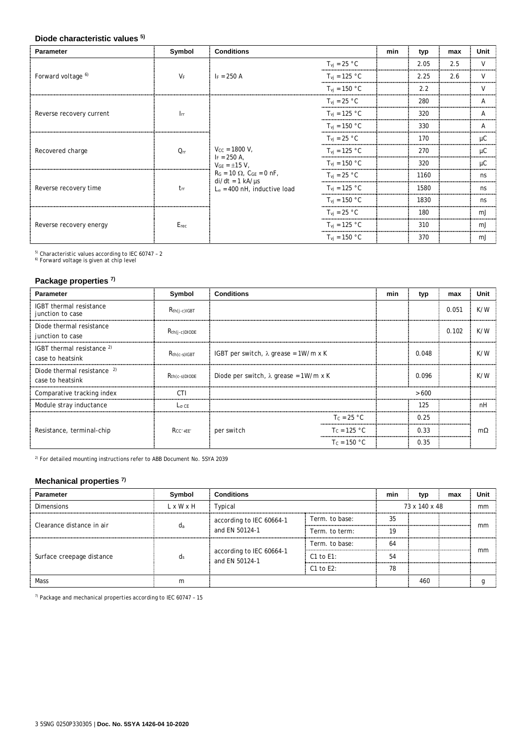## Diode characteristic values [5)]

| Parameter | Symbol | Conditions | | min | typ | max | Unit |
|---|---|---|---|---|---|---|---|
| Forward voltage [6)] | $V_F$ | $I_F$ = 250 A | $T_{vj}$ = 25 °C | | 2.05 | 2.5 | V |
| | | | $T_{vj}$ = 125 °C | | 2.25 | 2.6 | V |
| | | | $T_{vj}$ = 150 °C | | 2.2 | | V |
| Reverse recovery current | $I_{rr}$ | $V_{CC}$ = 1800 V, $I_F$ = 250 A, $V_{GE}$ = ±15 V, $R_G$ = 10 Ω, $C_{GE}$ = 0 nF, di/dt = 1 kA/µs $L_\sigma$ = 400 nH, inductive load | $T_{vj}$ = 25 °C | | 280 | | A |
| | | | $T_{vj}$ = 125 °C | | 320 | | A |
| | | | $T_{vj}$ = 150 °C | | 330 | | A |
| Recovered charge | $Q_{rr}$ | | $T_{vj}$ = 25 °C | | 170 | | µC |
| | | | $T_{vj}$ = 125 °C | | 270 | | µC |
| | | | $T_{vj}$ = 150 °C | | 320 | | µC |
| Reverse recovery time | $t_{rr}$ | | $T_{vj}$ = 25 °C | | 1160 | | ns |
| | | | $T_{vj}$ = 125 °C | | 1580 | | ns |
| | | | $T_{vj}$ = 150 °C | | 1830 | | ns |
| Reverse recovery energy | $E_{rec}$ | | $T_{vj}$ = 25 °C | | 180 | | mJ |
| | | | $T_{vj}$ = 125 °C | | 310 | | mJ |
| | | | $T_{vj}$ = 150 °C | | 370 | | mJ |

[5)] Characteristic values according to IEC 60747 – 2
[6)] Forward voltage is given at chip level

## Package properties [7)]

| Parameter | Symbol | Conditions | | min | typ | max | Unit |
|---|---|---|---|---|---|---|---|
| IGBT thermal resistance junction to case | $R_{th(j-c)IGBT}$ | | | | | 0.051 | K/W |
| Diode thermal resistance junction to case | $R_{th(j-c)DIODE}$ | | | | | 0.102 | K/W |
| IGBT thermal resistance [2)] case to heatsink | $R_{th(c-s)IGBT}$ | IGBT per switch, λ grease = 1W/m x K | | | 0.048 | | K/W |
| Diode thermal resistance [2)] case to heatsink | $R_{th(c-s)DIODE}$ | Diode per switch, λ grease = 1W/m x K | | | 0.096 | | K/W |
| Comparative tracking index | CTI | | | | > 600 | | |
| Module stray inductance | $L_{\sigma CE}$ | | | | 125 | | nH |
| Resistance, terminal-chip | $R_{CC'+EE'}$ | per switch | $T_C$ = 25 °C | | 0.25 | | mΩ |
| | | | $T_C$ = 125 °C | | 0.33 | | |
| | | | $T_C$ = 150 °C | | 0.35 | | |

[2)] For detailed mounting instructions refer to ABB Document No. 5SYA 2039

## Mechanical properties [7)]

| Parameter | Symbol | Conditions | | min | typ | max | Unit |
|---|---|---|---|---|---|---|---|
| Dimensions | L x W x H | Typical | | | 73 x 140 x 48 | | mm |
| Clearance distance in air | $d_a$ | according to IEC 60664-1 and EN 50124-1 | Term. to base: | 35 | | | mm |
| | | | Term. to term: | 19 | | | |
| Surface creepage distance | $d_s$ | according to IEC 60664-1 and EN 50124-1 | Term. to base: | 64 | | | mm |
| | | | C1 to E1: | 54 | | | |
| | | | C1 to E2: | 78 | | | |
| Mass | m | | | | 460 | | g |

[7)] Package and mechanical properties according to IEC 60747 – 15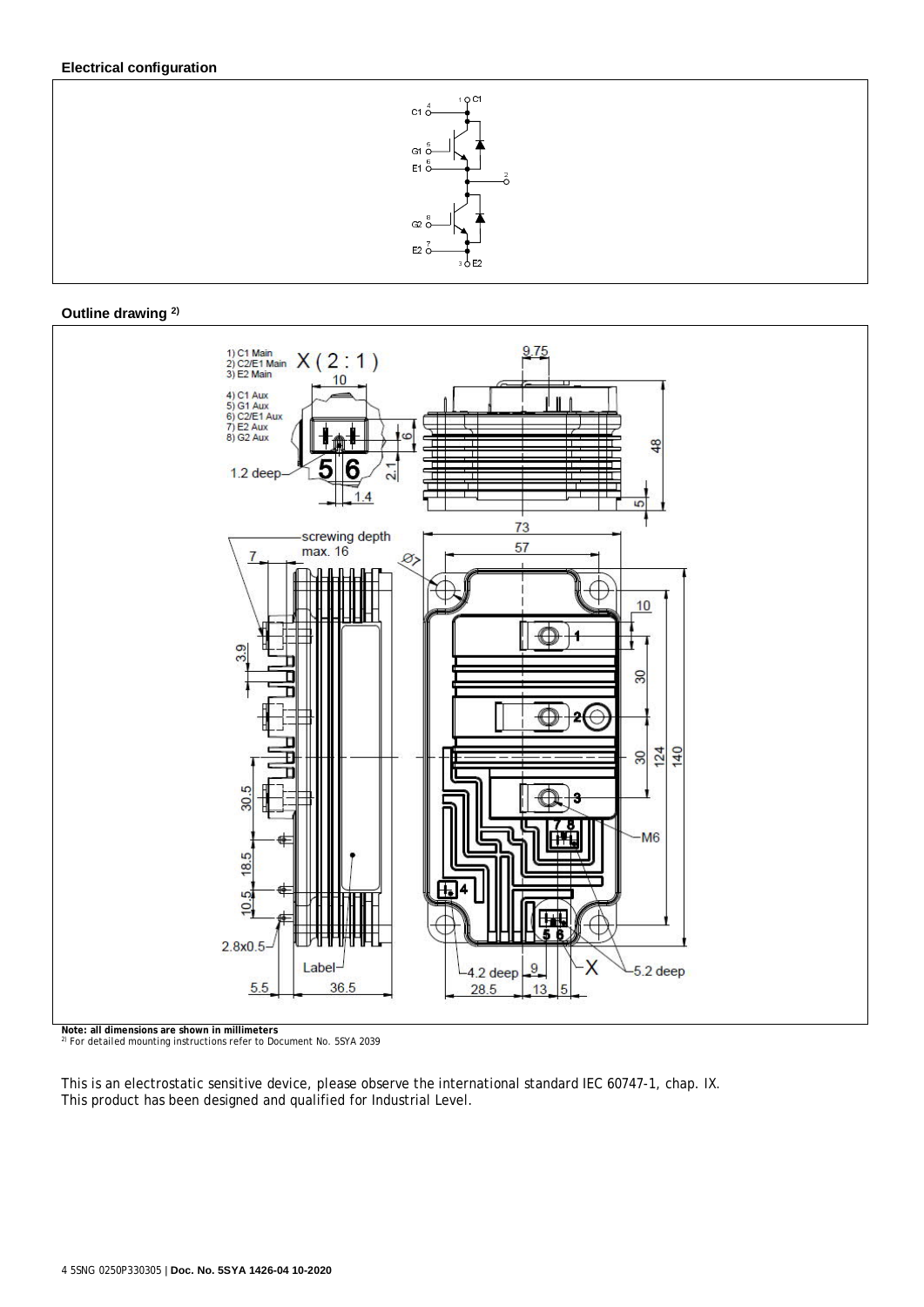**Electrical configuration**

**Outline drawing [2)]**

1) C1 Main
2) C2/E1 Main
3) E2 Main

4) C1 Aux
5) G1 Aux
6) C2/E1 Aux
7) E2 Aux
8) G2 Aux

**Note: all dimensions are shown in millimeters**

2) For detailed mounting instructions refer to Document No. 5SYA 2039

This is an electrostatic sensitive device, please observe the international standard IEC 60747-1, chap. IX.
This product has been designed and qualified for Industrial Level.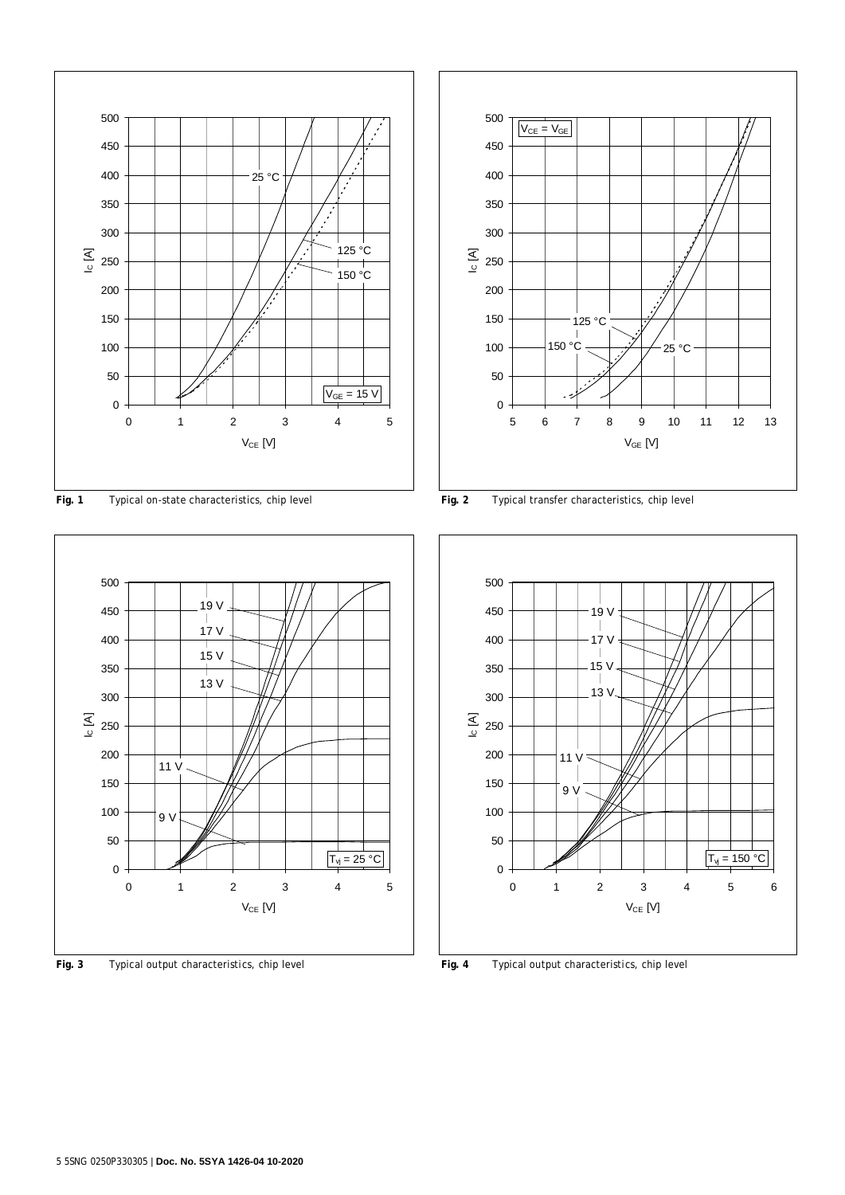**Fig. 1** Typical on-state characteristics, chip level

**Fig. 2** Typical transfer characteristics, chip level

**Fig. 3** Typical output characteristics, chip level

**Fig. 4** Typical output characteristics, chip level

5SNG 0250P330305 | **Doc. No. 5SYA 1426-04 10-2020**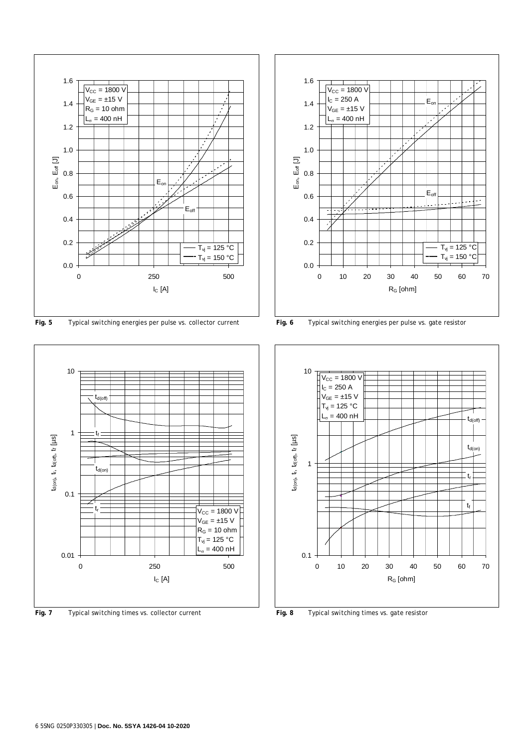**Fig. 5** Typical switching energies per pulse vs. collector current

**Fig. 6** Typical switching energies per pulse vs. gate resistor

**Fig. 7** Typical switching times vs. collector current

**Fig. 8** Typical switching times vs. gate resistor

6 5SNG 0250P330305 | **Doc. No. 5SYA 1426-04 10-2020**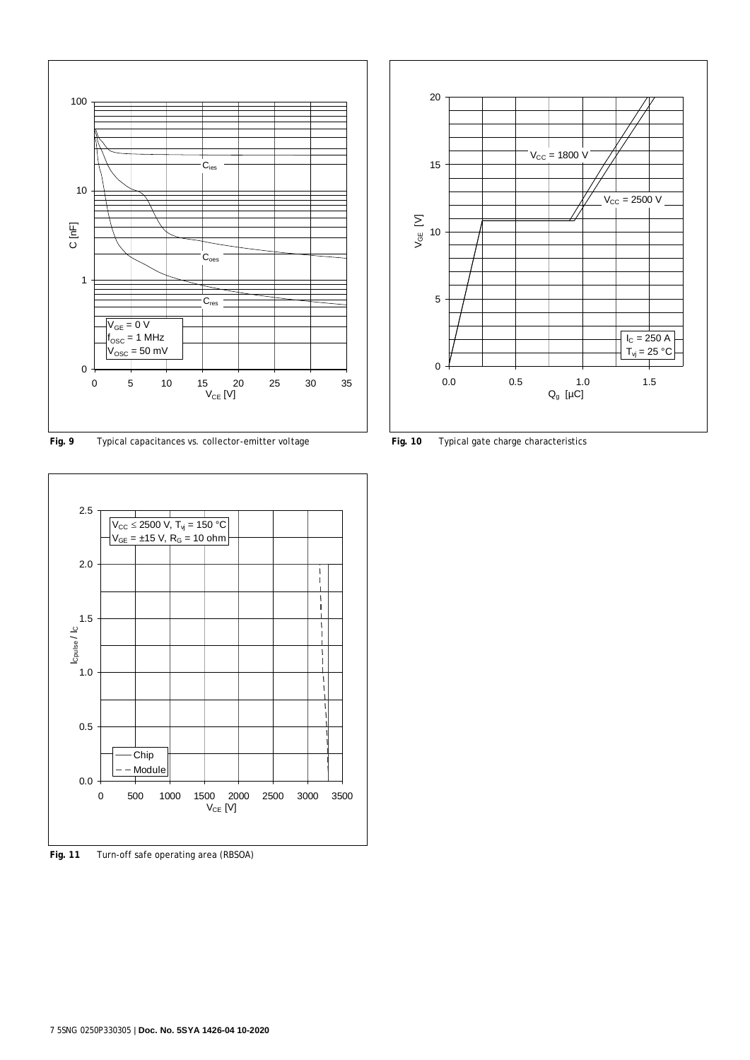**Fig. 9** Typical capacitances vs. collector-emitter voltage

**Fig. 10** Typical gate charge characteristics

**Fig. 11** Turn-off safe operating area (RBSOA)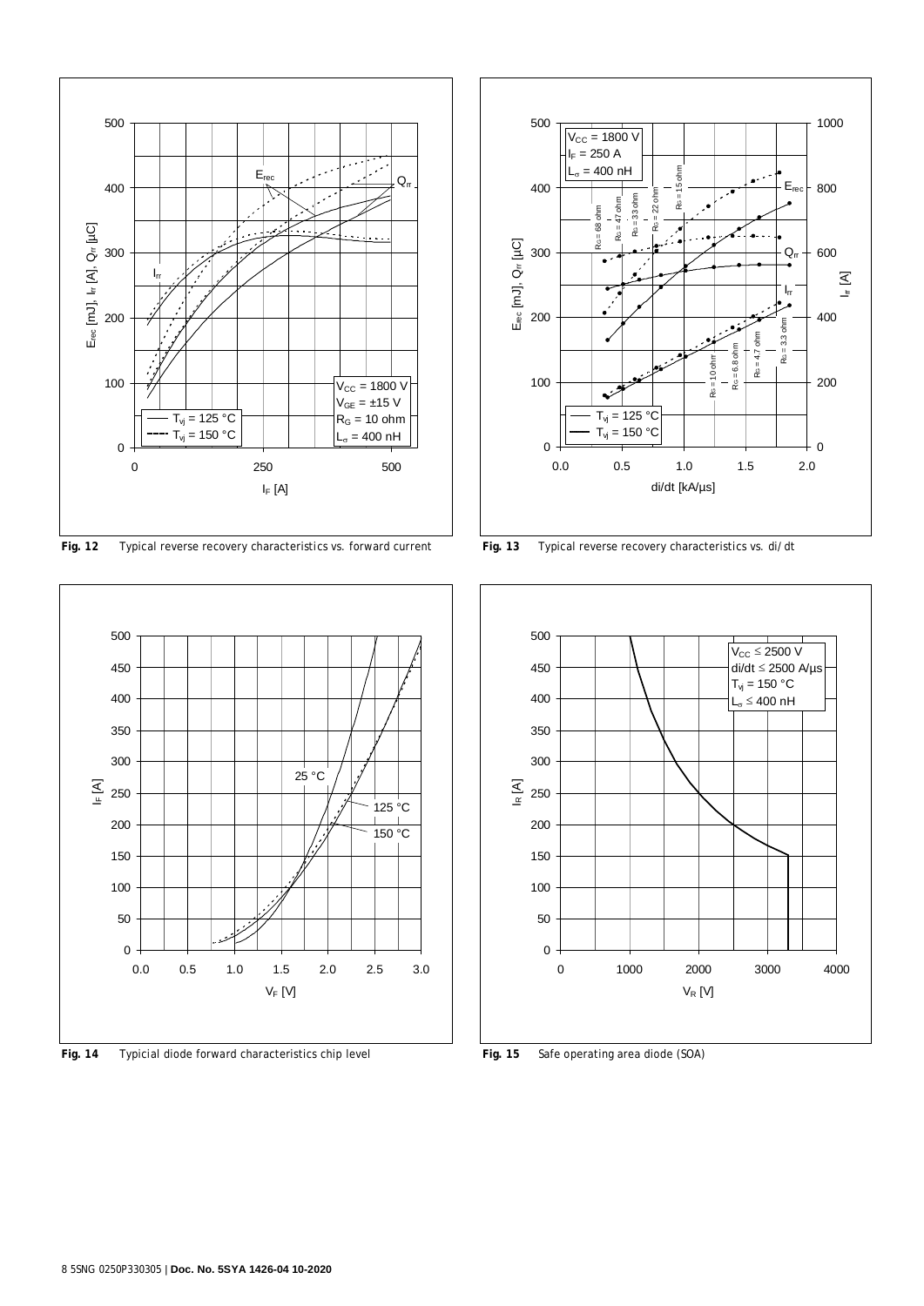**Fig. 12** Typical reverse recovery characteristics vs. forward current

**Fig. 13** Typical reverse recovery characteristics vs. di/dt

**Fig. 14** Typicial diode forward characteristics chip level

**Fig. 15** Safe operating area diode (SOA)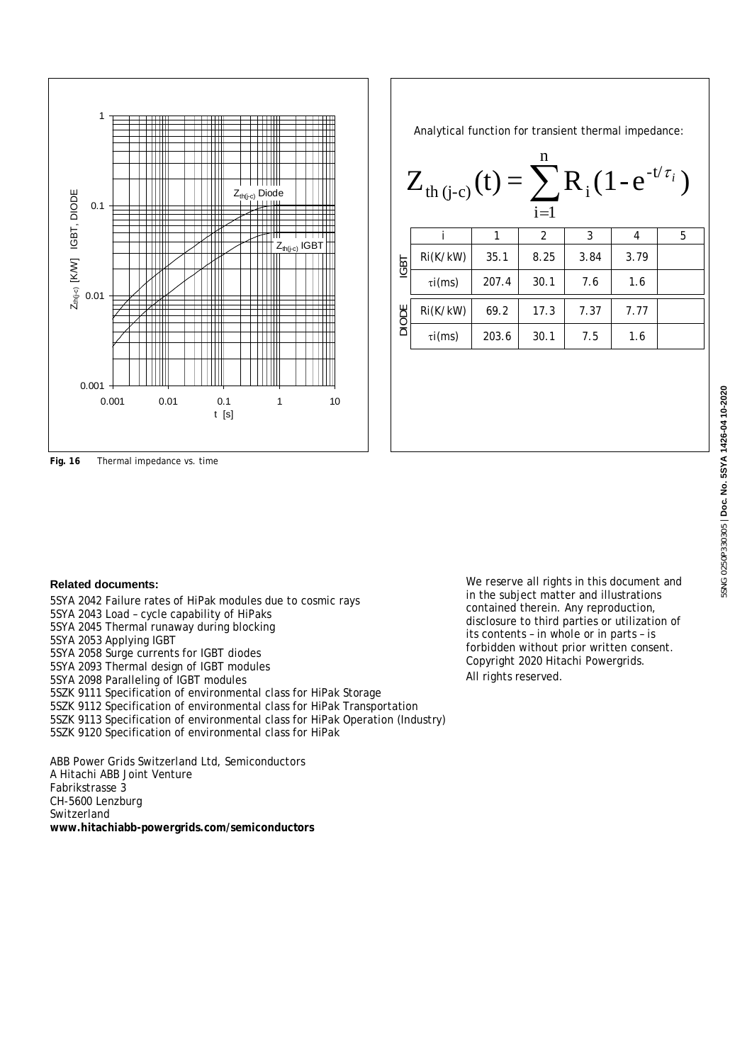$Z_{th(j-c)}$ [K/W] IGBT, DIODE

1

0.1

0.01

0.001

0.001 0.01 0.1 1 10

t [s]

$Z_{th(j-c)}$ Diode

$Z_{th(j-c)}$ IGBT

Analytical function for transient thermal impedance:

$$Z_{th\,(j\text{-}c)}(t) = \sum_{i=1}^{n} R_i (1 - e^{-t/\tau_i})$$

| | i | 1 | 2 | 3 | 4 | 5 |
|---|---|---|---|---|---|---|
| IGBT | Ri(K/kW) | 35.1 | 8.25 | 3.84 | 3.79 | |
| | $\tau$i(ms) | 207.4 | 30.1 | 7.6 | 1.6 | |
| DIODE | Ri(K/kW) | 69.2 | 17.3 | 7.37 | 7.77 | |
| | $\tau$i(ms) | 203.6 | 30.1 | 7.5 | 1.6 | |

**Fig. 16** Thermal impedance vs. time

**Related documents:**

5SYA 2042 Failure rates of HiPak modules due to cosmic rays
5SYA 2043 Load – cycle capability of HiPaks
5SYA 2045 Thermal runaway during blocking
5SYA 2053 Applying IGBT
5SYA 2058 Surge currents for IGBT diodes
5SYA 2093 Thermal design of IGBT modules
5SYA 2098 Paralleling of IGBT modules
5SZK 9111 Specification of environmental class for HiPak Storage
5SZK 9112 Specification of environmental class for HiPak Transportation
5SZK 9113 Specification of environmental class for HiPak Operation (Industry)
5SZK 9120 Specification of environmental class for HiPak

ABB Power Grids Switzerland Ltd, Semiconductors
A Hitachi ABB Joint Venture
Fabrikstrasse 3
CH-5600 Lenzburg
Switzerland
**www.hitachiabb-powergrids.com/semiconductors**

We reserve all rights in this document and in the subject matter and illustrations contained therein. Any reproduction, disclosure to third parties or utilization of its contents – in whole or in parts – is forbidden without prior written consent. Copyright 2020 Hitachi Powergrids. All rights reserved.

5SNG 0250P330305 | **Doc. No. 5SYA 1426-04 10-2020**